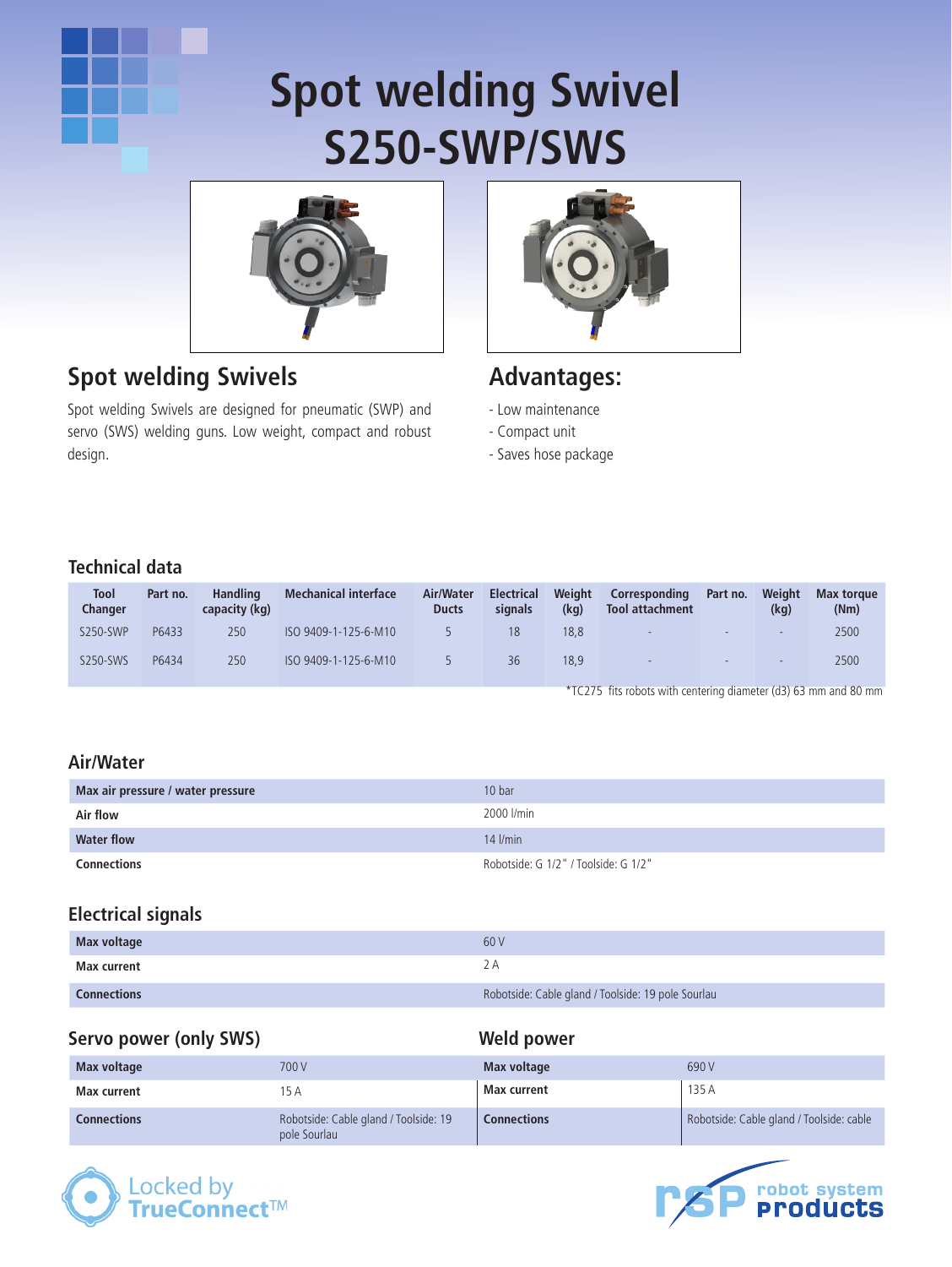# Spot welding Swivel S250-SWP/SWS

## Spot welding Swivels

Spot welding Swivels are designed for pneumatic (SWP) and servo (SWS) welding guns. Low weight, compact and robust design.

## Advantages:

- Low maintenance
- Compact unit
- Saves hose package

### Technical data

| Tool Changer | Part no. | Handling capacity (kg) | Mechanical interface | Air/Water Ducts | Electrical signals | Weight (kg) | Corresponding Tool attachment | Part no. | Weight (kg) | Max torque (Nm) |
|---|---|---|---|---|---|---|---|---|---|---|
| S250-SWP | P6433 | 250 | ISO 9409-1-125-6-M10 | 5 | 18 | 18,8 | - | - | - | 2500 |
| S250-SWS | P6434 | 250 | ISO 9409-1-125-6-M10 | 5 | 36 | 18,9 | - | - | - | 2500 |

*TC275 fits robots with centering diameter (d3) 63 mm and 80 mm

### Air/Water

| | |
|---|---|
| Max air pressure / water pressure | 10 bar |
| Air flow | 2000 l/min |
| Water flow | 14 l/min |
| Connections | Robotside: G 1/2" / Toolside: G 1/2" |

### Electrical signals

| | |
|---|---|
| Max voltage | 60 V |
| Max current | 2 A |
| Connections | Robotside: Cable gland / Toolside: 19 pole Sourlau |

### Servo power (only SWS)

| | |
|---|---|
| Max voltage | 700 V |
| Max current | 15 A |
| Connections | Robotside: Cable gland / Toolside: 19 pole Sourlau |

### Weld power

| | |
|---|---|
| Max voltage | 690 V |
| Max current | 135 A |
| Connections | Robotside: Cable gland / Toolside: cable |

Locked by TrueConnect™

robot system products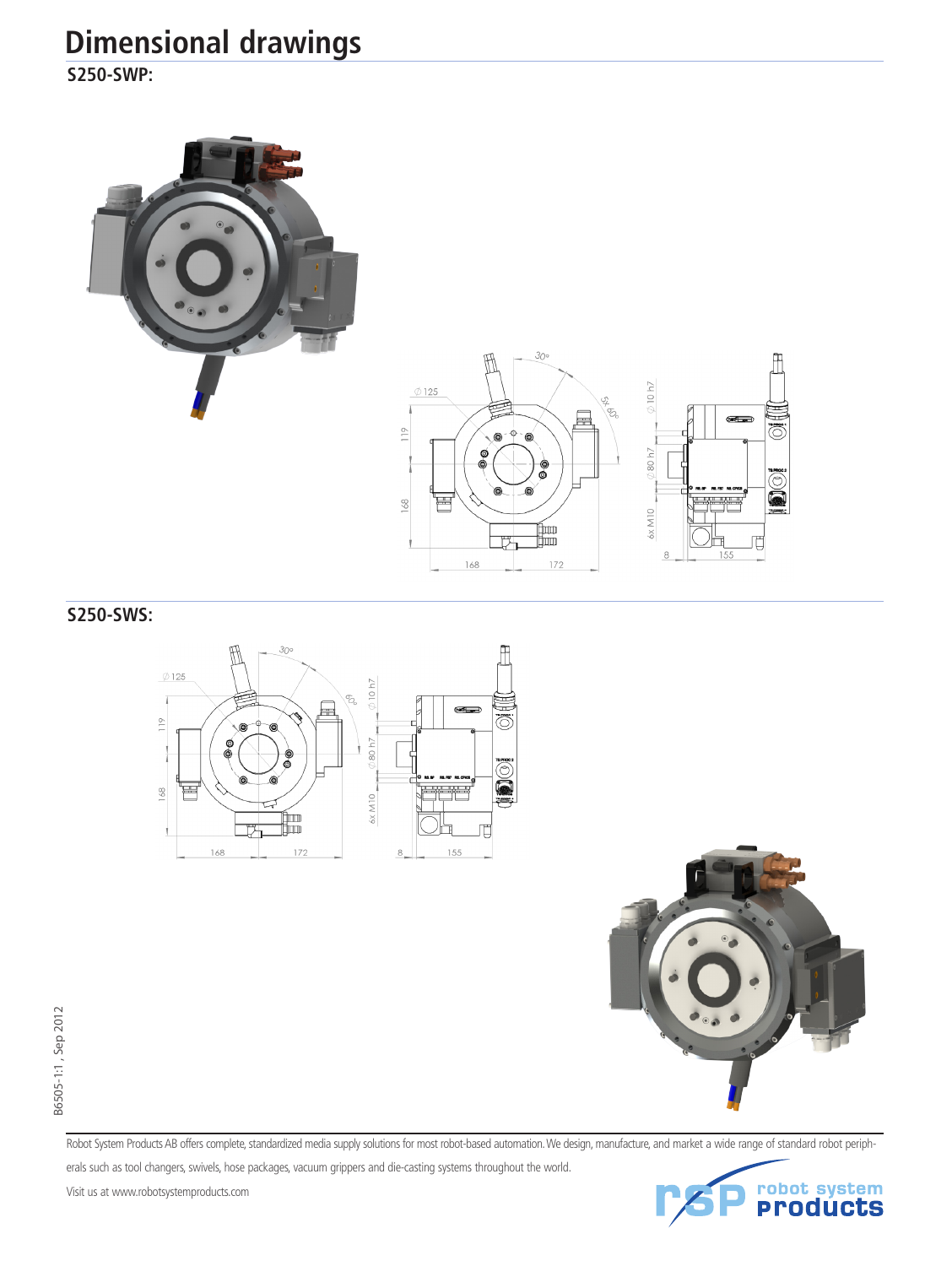# Dimensional drawings

## S250-SWP:

Ø 125

30°

5x 60°

119

168

168

172

Ø 10 h7

Ø 80 h7

6x M10

8

155

## S250-SWS:

Ø 125

30°

60°

119

168

168

172

Ø 10 h7

Ø 80 h7

6x M10

8

155

B6505-1:1 , Sep 2012

Robot System Products AB offers complete, standardized media supply solutions for most robot-based automation. We design, manufacture, and market a wide range of standard robot peripherals such as tool changers, swivels, hose packages, vacuum grippers and die-casting systems throughout the world.

Visit us at www.robotsystemproducts.com

rsp robot system products